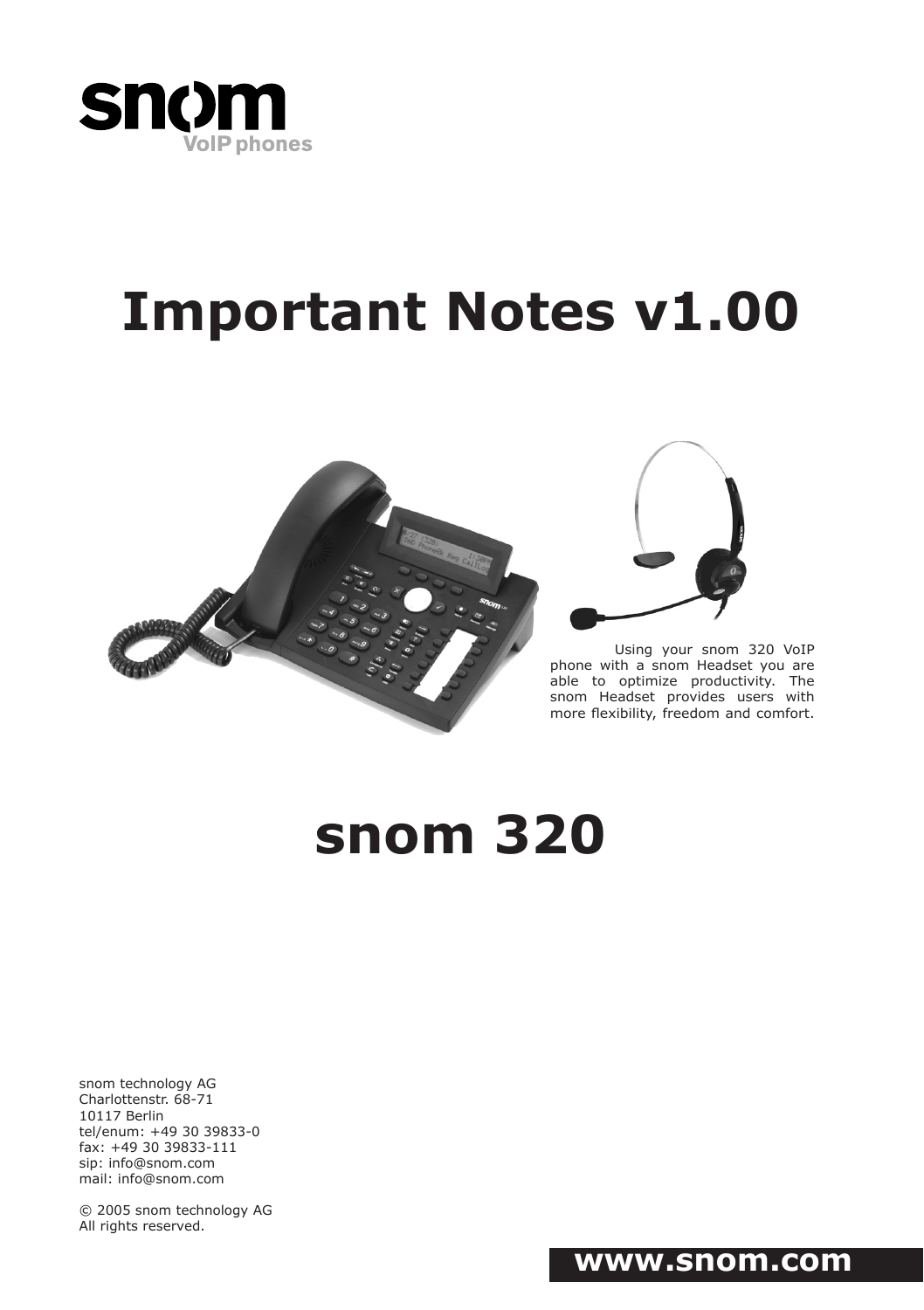snom

VoIP phones

# Important Notes v1.00

Using your snom 320 VoIP phone with a snom Headset you are able to optimize productivity. The snom Headset provides users with more flexibility, freedom and comfort.

# snom 320

snom technology AG
Charlottenstr. 68-71
10117 Berlin
tel/enum: +49 30 39833-0
fax: +49 30 39833-111
sip: info@snom.com
mail: info@snom.com

© 2005 snom technology AG
All rights reserved.

**www.snom.com**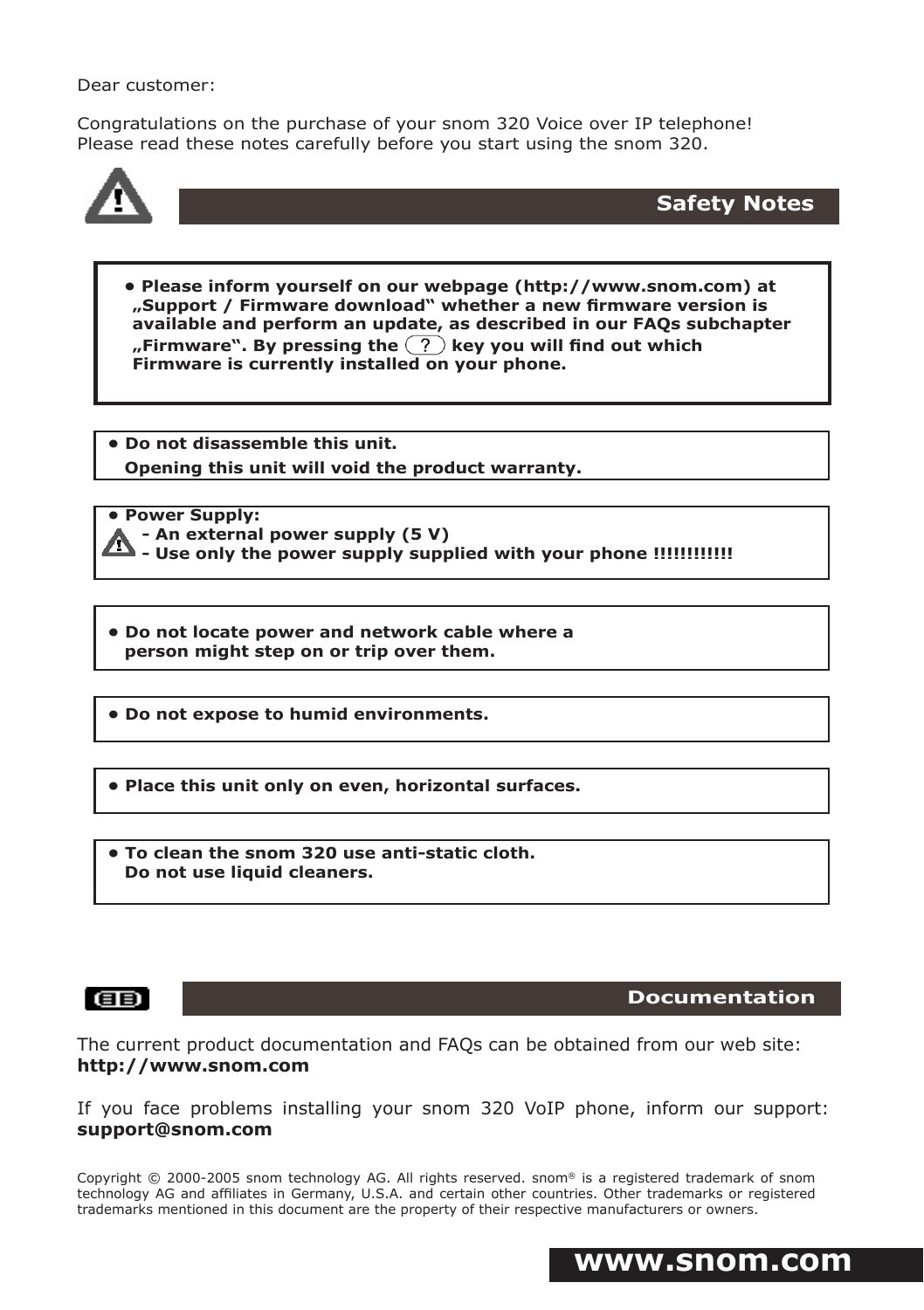Dear customer:

Congratulations on the purchase of your snom 320 Voice over IP telephone!
Please read these notes carefully before you start using the snom 320.

## Safety Notes

- **Please inform yourself on our webpage (http://www.snom.com) at „Support / Firmware download“ whether a new firmware version is available and perform an update, as described in our FAQs subchapter „Firmware“. By pressing the ? key you will find out which Firmware is currently installed on your phone.**

- **Do not disassemble this unit.**
  **Opening this unit will void the product warranty.**

- **Power Supply:**
  **- An external power supply (5 V)**
  **- Use only the power supply supplied with your phone !!!!!!!!!!!**

- **Do not locate power and network cable where a person might step on or trip over them.**

- **Do not expose to humid environments.**

- **Place this unit only on even, horizontal surfaces.**

- **To clean the snom 320 use anti-static cloth.**
  **Do not use liquid cleaners.**

## Documentation

The current product documentation and FAQs can be obtained from our web site:
**http://www.snom.com**

If you face problems installing your snom 320 VoIP phone, inform our support:
**support@snom.com**

Copyright © 2000-2005 snom technology AG. All rights reserved. snom® is a registered trademark of snom technology AG and affiliates in Germany, U.S.A. and certain other countries. Other trademarks or registered trademarks mentioned in this document are the property of their respective manufacturers or owners.

**www.snom.com**